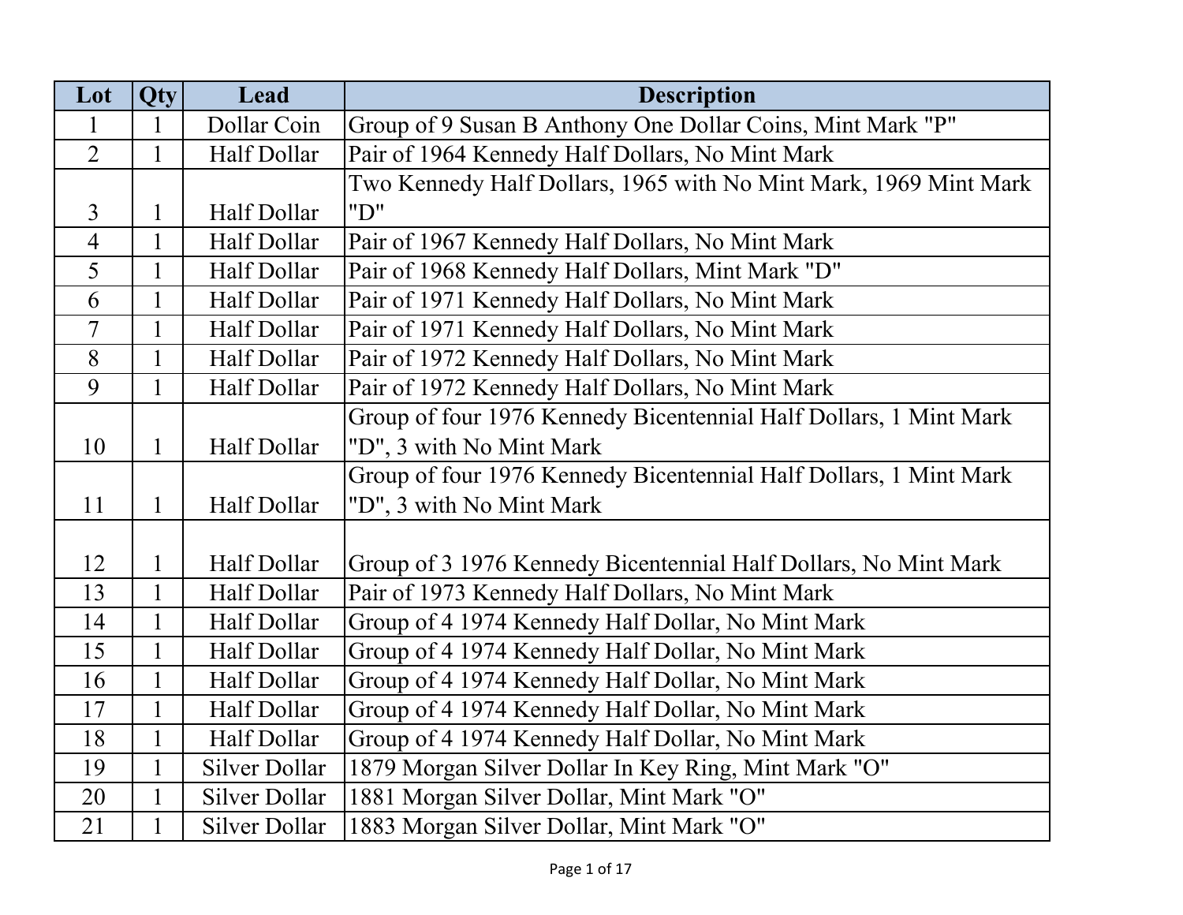| Lot | Qty | Lead | Description |
| --- | --- | --- | --- |
| 1 | 1 | Dollar Coin | Group of 9 Susan B Anthony One Dollar Coins, Mint Mark "P" |
| 2 | 1 | Half Dollar | Pair of 1964 Kennedy Half Dollars, No Mint Mark |
| 3 | 1 | Half Dollar | Two Kennedy Half Dollars, 1965 with No Mint Mark, 1969 Mint Mark "D" |
| 4 | 1 | Half Dollar | Pair of 1967 Kennedy Half Dollars, No Mint Mark |
| 5 | 1 | Half Dollar | Pair of 1968 Kennedy Half Dollars, Mint Mark "D" |
| 6 | 1 | Half Dollar | Pair of 1971 Kennedy Half Dollars, No Mint Mark |
| 7 | 1 | Half Dollar | Pair of 1971 Kennedy Half Dollars, No Mint Mark |
| 8 | 1 | Half Dollar | Pair of 1972 Kennedy Half Dollars, No Mint Mark |
| 9 | 1 | Half Dollar | Pair of 1972 Kennedy Half Dollars, No Mint Mark |
| 10 | 1 | Half Dollar | Group of four 1976 Kennedy Bicentennial Half Dollars, 1 Mint Mark "D", 3 with No Mint Mark |
| 11 | 1 | Half Dollar | Group of four 1976 Kennedy Bicentennial Half Dollars, 1 Mint Mark "D", 3 with No Mint Mark |
| 12 | 1 | Half Dollar | Group of 3 1976 Kennedy Bicentennial Half Dollars, No Mint Mark |
| 13 | 1 | Half Dollar | Pair of 1973 Kennedy Half Dollars, No Mint Mark |
| 14 | 1 | Half Dollar | Group of 4 1974 Kennedy Half Dollar, No Mint Mark |
| 15 | 1 | Half Dollar | Group of 4 1974 Kennedy Half Dollar, No Mint Mark |
| 16 | 1 | Half Dollar | Group of 4 1974 Kennedy Half Dollar, No Mint Mark |
| 17 | 1 | Half Dollar | Group of 4 1974 Kennedy Half Dollar, No Mint Mark |
| 18 | 1 | Half Dollar | Group of 4 1974 Kennedy Half Dollar, No Mint Mark |
| 19 | 1 | Silver Dollar | 1879 Morgan Silver Dollar In Key Ring, Mint Mark "O" |
| 20 | 1 | Silver Dollar | 1881 Morgan Silver Dollar, Mint Mark "O" |
| 21 | 1 | Silver Dollar | 1883 Morgan Silver Dollar, Mint Mark "O" |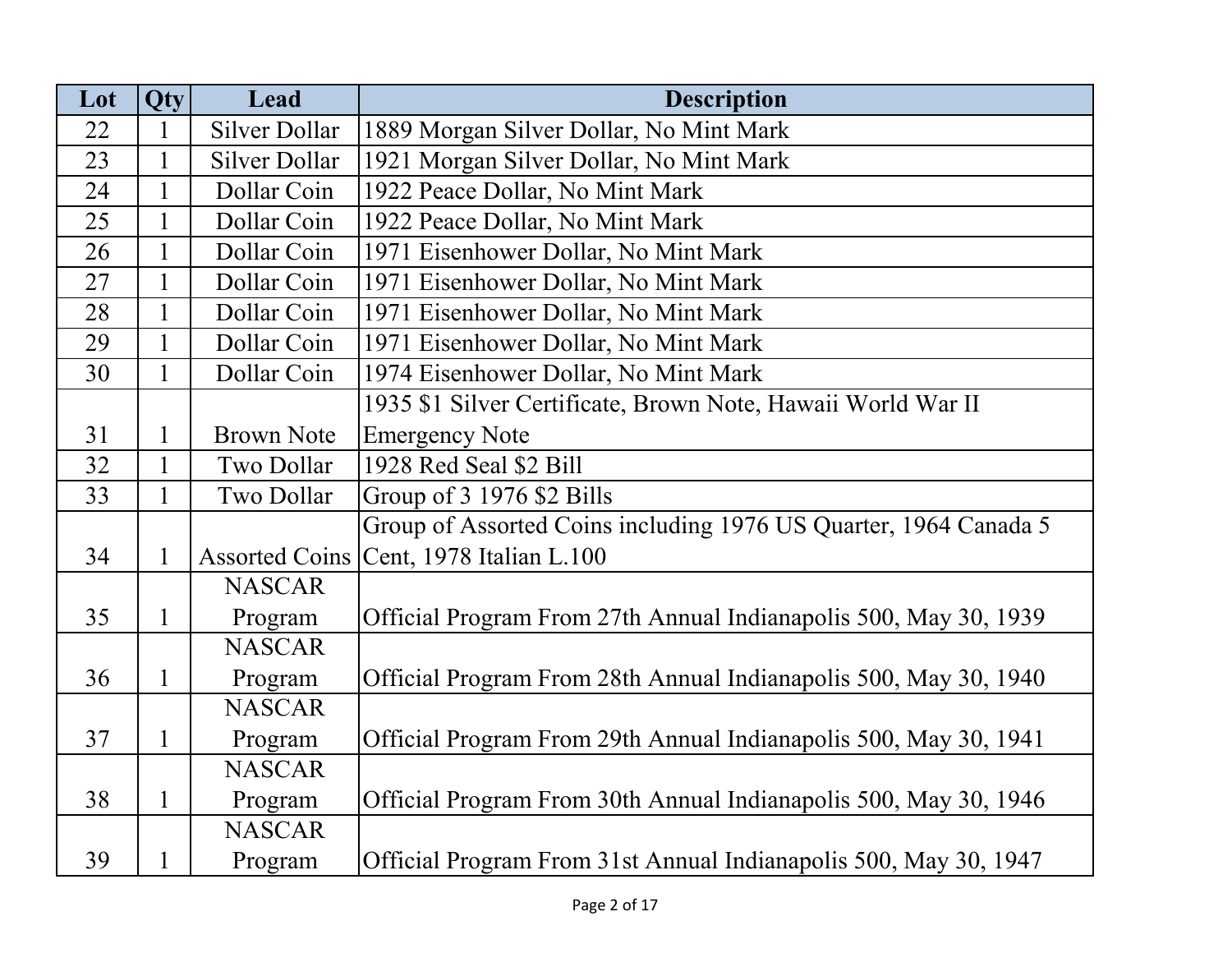| Lot | Qty | Lead | Description |
| --- | --- | --- | --- |
| 22 | 1 | Silver Dollar | 1889 Morgan Silver Dollar, No Mint Mark |
| 23 | 1 | Silver Dollar | 1921 Morgan Silver Dollar, No Mint Mark |
| 24 | 1 | Dollar Coin | 1922 Peace Dollar, No Mint Mark |
| 25 | 1 | Dollar Coin | 1922 Peace Dollar, No Mint Mark |
| 26 | 1 | Dollar Coin | 1971 Eisenhower Dollar, No Mint Mark |
| 27 | 1 | Dollar Coin | 1971 Eisenhower Dollar, No Mint Mark |
| 28 | 1 | Dollar Coin | 1971 Eisenhower Dollar, No Mint Mark |
| 29 | 1 | Dollar Coin | 1971 Eisenhower Dollar, No Mint Mark |
| 30 | 1 | Dollar Coin | 1974 Eisenhower Dollar, No Mint Mark |
| 31 | 1 | Brown Note | 1935 $1 Silver Certificate, Brown Note, Hawaii World War II Emergency Note |
| 32 | 1 | Two Dollar | 1928 Red Seal $2 Bill |
| 33 | 1 | Two Dollar | Group of 3 1976 $2 Bills |
| 34 | 1 | Assorted Coins | Group of Assorted Coins including 1976 US Quarter, 1964 Canada 5 Cent, 1978 Italian L.100 |
| 35 | 1 | NASCAR Program | Official Program From 27th Annual Indianapolis 500, May 30, 1939 |
| 36 | 1 | NASCAR Program | Official Program From 28th Annual Indianapolis 500, May 30, 1940 |
| 37 | 1 | NASCAR Program | Official Program From 29th Annual Indianapolis 500, May 30, 1941 |
| 38 | 1 | NASCAR Program | Official Program From 30th Annual Indianapolis 500, May 30, 1946 |
| 39 | 1 | NASCAR Program | Official Program From 31st Annual Indianapolis 500, May 30, 1947 |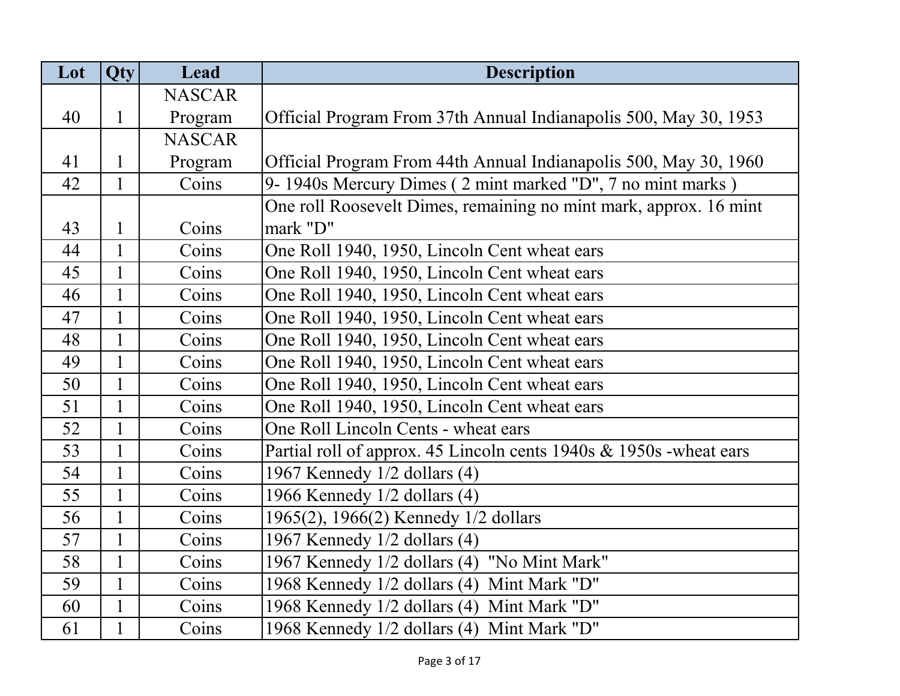| Lot | Qty | Lead | Description |
| --- | --- | --- | --- |
| 40 | 1 | NASCAR Program | Official Program From 37th Annual Indianapolis 500, May 30, 1953 |
| 41 | 1 | NASCAR Program | Official Program From 44th Annual Indianapolis 500, May 30, 1960 |
| 42 | 1 | Coins | 9- 1940s Mercury Dimes ( 2 mint marked "D", 7 no mint marks ) |
| 43 | 1 | Coins | One roll Roosevelt Dimes, remaining no mint mark, approx. 16 mint mark "D" |
| 44 | 1 | Coins | One Roll 1940, 1950, Lincoln Cent wheat ears |
| 45 | 1 | Coins | One Roll 1940, 1950, Lincoln Cent wheat ears |
| 46 | 1 | Coins | One Roll 1940, 1950, Lincoln Cent wheat ears |
| 47 | 1 | Coins | One Roll 1940, 1950, Lincoln Cent wheat ears |
| 48 | 1 | Coins | One Roll 1940, 1950, Lincoln Cent wheat ears |
| 49 | 1 | Coins | One Roll 1940, 1950, Lincoln Cent wheat ears |
| 50 | 1 | Coins | One Roll 1940, 1950, Lincoln Cent wheat ears |
| 51 | 1 | Coins | One Roll 1940, 1950, Lincoln Cent wheat ears |
| 52 | 1 | Coins | One Roll Lincoln Cents - wheat ears |
| 53 | 1 | Coins | Partial roll of approx. 45 Lincoln cents 1940s & 1950s -wheat ears |
| 54 | 1 | Coins | 1967 Kennedy 1/2 dollars (4) |
| 55 | 1 | Coins | 1966 Kennedy 1/2 dollars (4) |
| 56 | 1 | Coins | 1965(2), 1966(2) Kennedy 1/2 dollars |
| 57 | 1 | Coins | 1967 Kennedy 1/2 dollars (4) |
| 58 | 1 | Coins | 1967 Kennedy 1/2 dollars (4) "No Mint Mark" |
| 59 | 1 | Coins | 1968 Kennedy 1/2 dollars (4) Mint Mark "D" |
| 60 | 1 | Coins | 1968 Kennedy 1/2 dollars (4) Mint Mark "D" |
| 61 | 1 | Coins | 1968 Kennedy 1/2 dollars (4) Mint Mark "D" |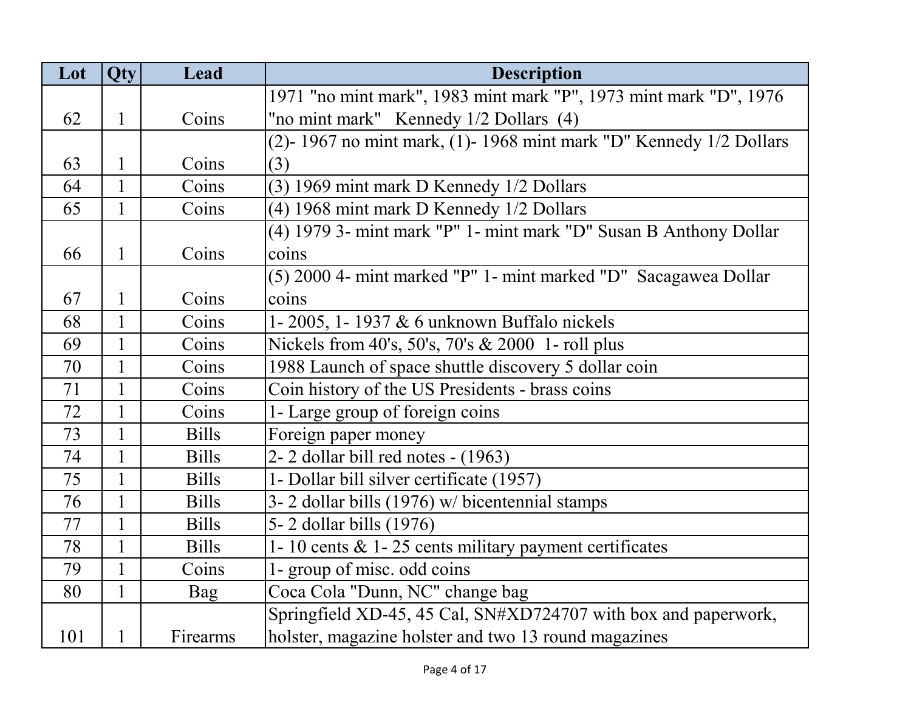| Lot | Qty | Lead | Description |
| --- | --- | --- | --- |
| 62 | 1 | Coins | 1971 "no mint mark", 1983 mint mark "P", 1973 mint mark "D", 1976 "no mint mark" Kennedy 1/2 Dollars (4) |
| 63 | 1 | Coins | (2)- 1967 no mint mark, (1)- 1968 mint mark "D" Kennedy 1/2 Dollars (3) |
| 64 | 1 | Coins | (3) 1969 mint mark D Kennedy 1/2 Dollars |
| 65 | 1 | Coins | (4) 1968 mint mark D Kennedy 1/2 Dollars |
| 66 | 1 | Coins | (4) 1979 3- mint mark "P" 1- mint mark "D" Susan B Anthony Dollar coins |
| 67 | 1 | Coins | (5) 2000 4- mint marked "P" 1- mint marked "D" Sacagawea Dollar coins |
| 68 | 1 | Coins | 1- 2005, 1- 1937 & 6 unknown Buffalo nickels |
| 69 | 1 | Coins | Nickels from 40's, 50's, 70's & 2000 1- roll plus |
| 70 | 1 | Coins | 1988 Launch of space shuttle discovery 5 dollar coin |
| 71 | 1 | Coins | Coin history of the US Presidents - brass coins |
| 72 | 1 | Coins | 1- Large group of foreign coins |
| 73 | 1 | Bills | Foreign paper money |
| 74 | 1 | Bills | 2- 2 dollar bill red notes - (1963) |
| 75 | 1 | Bills | 1- Dollar bill silver certificate (1957) |
| 76 | 1 | Bills | 3- 2 dollar bills (1976) w/ bicentennial stamps |
| 77 | 1 | Bills | 5- 2 dollar bills (1976) |
| 78 | 1 | Bills | 1- 10 cents & 1- 25 cents military payment certificates |
| 79 | 1 | Coins | 1- group of misc. odd coins |
| 80 | 1 | Bag | Coca Cola "Dunn, NC" change bag |
| 101 | 1 | Firearms | Springfield XD-45, 45 Cal, SN#XD724707 with box and paperwork, holster, magazine holster and two 13 round magazines |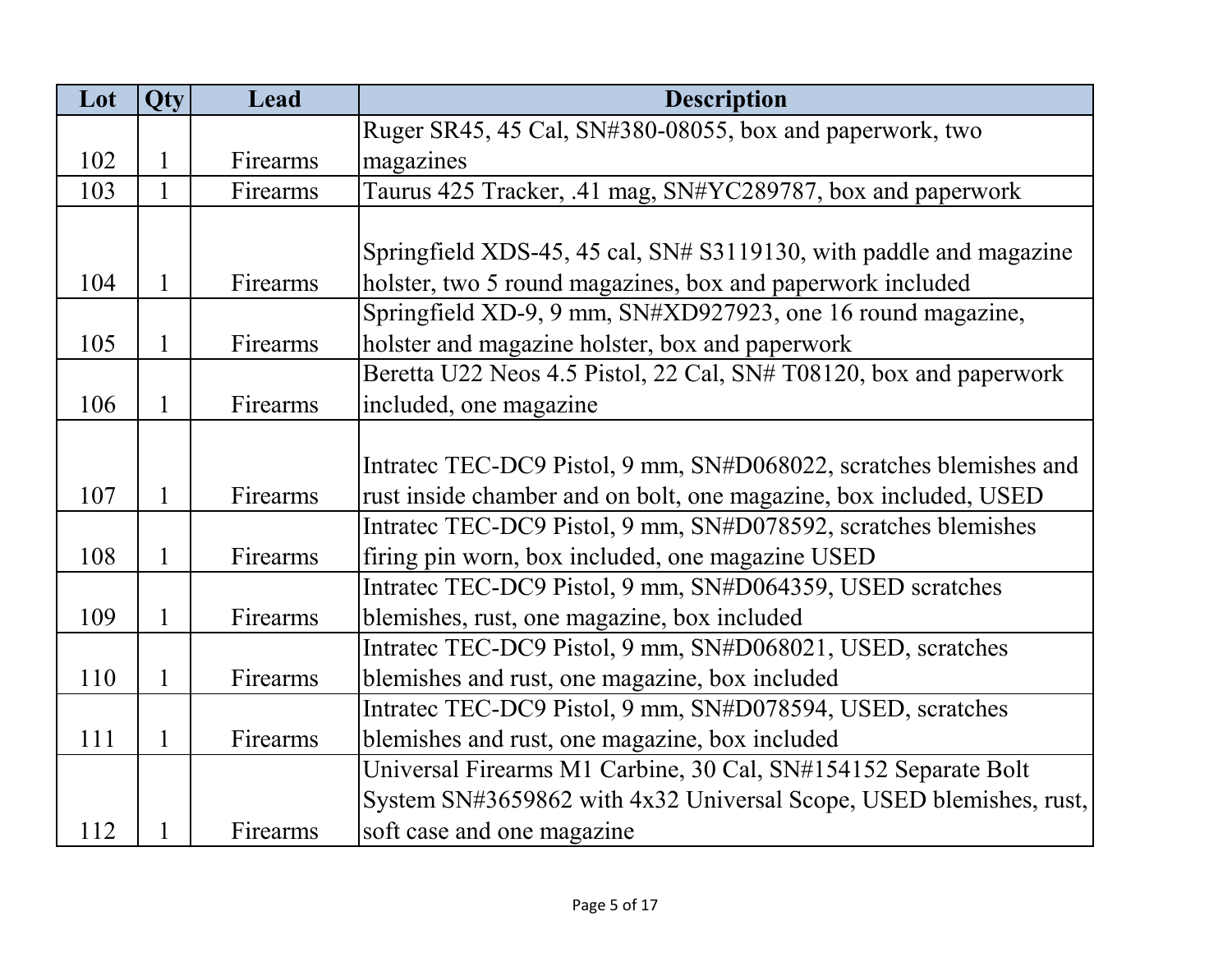| Lot | Qty | Lead | Description |
| --- | --- | --- | --- |
| 102 | 1 | Firearms | Ruger SR45, 45 Cal, SN#380-08055, box and paperwork, two magazines |
| 103 | 1 | Firearms | Taurus 425 Tracker, .41 mag, SN#YC289787, box and paperwork |
| 104 | 1 | Firearms | Springfield XDS-45, 45 cal, SN# S3119130, with paddle and magazine holster, two 5 round magazines, box and paperwork included |
| 105 | 1 | Firearms | Springfield XD-9, 9 mm, SN#XD927923, one 16 round magazine, holster and magazine holster, box and paperwork |
| 106 | 1 | Firearms | Beretta U22 Neos 4.5 Pistol, 22 Cal, SN# T08120, box and paperwork included, one magazine |
| 107 | 1 | Firearms | Intratec TEC-DC9 Pistol, 9 mm, SN#D068022, scratches blemishes and rust inside chamber and on bolt, one magazine, box included, USED |
| 108 | 1 | Firearms | Intratec TEC-DC9 Pistol, 9 mm, SN#D078592, scratches blemishes firing pin worn, box included, one magazine USED |
| 109 | 1 | Firearms | Intratec TEC-DC9 Pistol, 9 mm, SN#D064359, USED scratches blemishes, rust, one magazine, box included |
| 110 | 1 | Firearms | Intratec TEC-DC9 Pistol, 9 mm, SN#D068021, USED, scratches blemishes and rust, one magazine, box included |
| 111 | 1 | Firearms | Intratec TEC-DC9 Pistol, 9 mm, SN#D078594, USED, scratches blemishes and rust, one magazine, box included |
| 112 | 1 | Firearms | Universal Firearms M1 Carbine, 30 Cal, SN#154152 Separate Bolt System SN#3659862 with 4x32 Universal Scope, USED blemishes, rust, soft case and one magazine |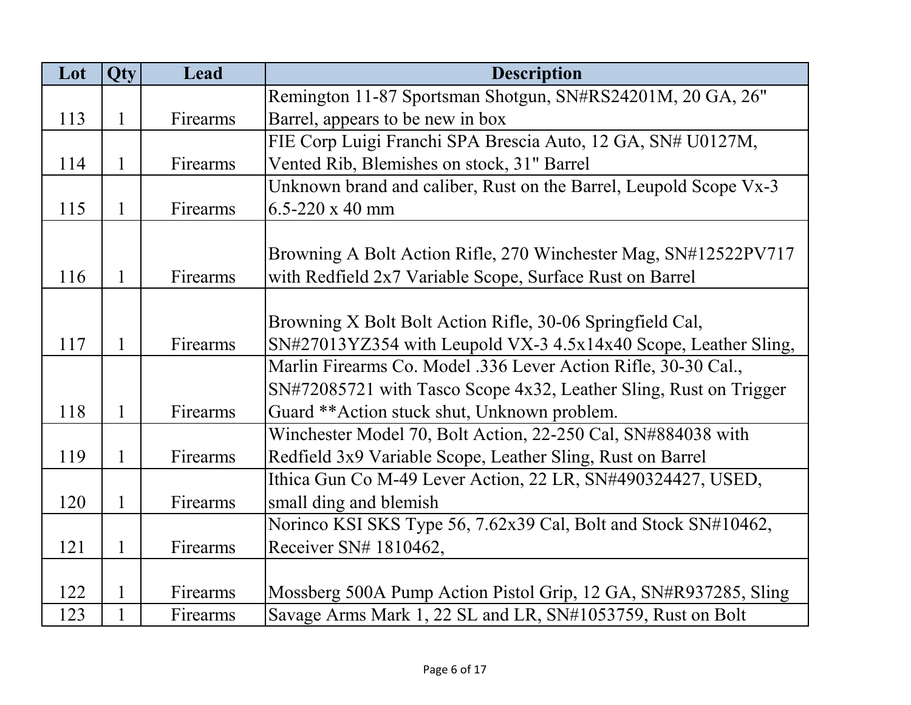| Lot | Qty | Lead | Description |
|---|---|---|---|
| 113 | 1 | Firearms | Remington 11-87 Sportsman Shotgun, SN#RS24201M, 20 GA, 26" Barrel, appears to be new in box |
| 114 | 1 | Firearms | FIE Corp Luigi Franchi SPA Brescia Auto, 12 GA, SN# U0127M, Vented Rib, Blemishes on stock, 31" Barrel |
| 115 | 1 | Firearms | Unknown brand and caliber, Rust on the Barrel, Leupold Scope Vx-3 6.5-220 x 40 mm |
| 116 | 1 | Firearms | Browning A Bolt Action Rifle, 270 Winchester Mag, SN#12522PV717 with Redfield 2x7 Variable Scope, Surface Rust on Barrel |
| 117 | 1 | Firearms | Browning X Bolt Bolt Action Rifle, 30-06 Springfield Cal, SN#27013YZ354 with Leupold VX-3 4.5x14x40 Scope, Leather Sling, |
| 118 | 1 | Firearms | Marlin Firearms Co. Model .336 Lever Action Rifle, 30-30 Cal., SN#72085721 with Tasco Scope 4x32, Leather Sling, Rust on Trigger Guard **Action stuck shut, Unknown problem. |
| 119 | 1 | Firearms | Winchester Model 70, Bolt Action, 22-250 Cal, SN#884038 with Redfield 3x9 Variable Scope, Leather Sling, Rust on Barrel |
| 120 | 1 | Firearms | Ithica Gun Co M-49 Lever Action, 22 LR, SN#490324427, USED, small ding and blemish |
| 121 | 1 | Firearms | Norinco KSI SKS Type 56, 7.62x39 Cal, Bolt and Stock SN#10462, Receiver SN# 1810462, |
| 122 | 1 | Firearms | Mossberg 500A Pump Action Pistol Grip, 12 GA, SN#R937285, Sling |
| 123 | 1 | Firearms | Savage Arms Mark 1, 22 SL and LR, SN#1053759, Rust on Bolt |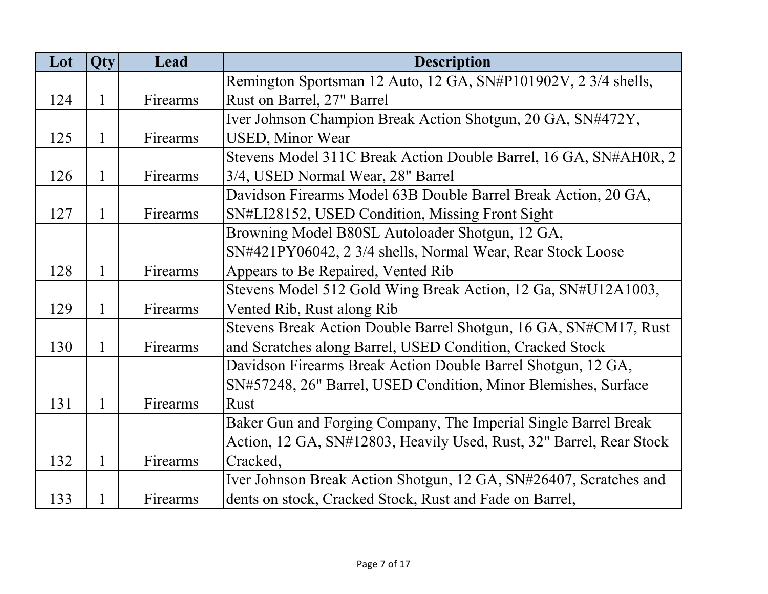| Lot | Qty | Lead | Description |
|---|---|---|---|
| 124 | 1 | Firearms | Remington Sportsman 12 Auto, 12 GA, SN#P101902V, 2 3/4 shells, Rust on Barrel, 27" Barrel |
| 125 | 1 | Firearms | Iver Johnson Champion Break Action Shotgun, 20 GA, SN#472Y, USED, Minor Wear |
| 126 | 1 | Firearms | Stevens Model 311C Break Action Double Barrel, 16 GA, SN#AH0R, 2 3/4, USED Normal Wear, 28" Barrel |
| 127 | 1 | Firearms | Davidson Firearms Model 63B Double Barrel Break Action, 20 GA, SN#LI28152, USED Condition, Missing Front Sight |
| 128 | 1 | Firearms | Browning Model B80SL Autoloader Shotgun, 12 GA, SN#421PY06042, 2 3/4 shells, Normal Wear, Rear Stock Loose Appears to Be Repaired, Vented Rib |
| 129 | 1 | Firearms | Stevens Model 512 Gold Wing Break Action, 12 Ga, SN#U12A1003, Vented Rib, Rust along Rib |
| 130 | 1 | Firearms | Stevens Break Action Double Barrel Shotgun, 16 GA, SN#CM17, Rust and Scratches along Barrel, USED Condition, Cracked Stock |
| 131 | 1 | Firearms | Davidson Firearms Break Action Double Barrel Shotgun, 12 GA, SN#57248, 26" Barrel, USED Condition, Minor Blemishes, Surface Rust |
| 132 | 1 | Firearms | Baker Gun and Forging Company, The Imperial Single Barrel Break Action, 12 GA, SN#12803, Heavily Used, Rust, 32" Barrel, Rear Stock Cracked, |
| 133 | 1 | Firearms | Iver Johnson Break Action Shotgun, 12 GA, SN#26407, Scratches and dents on stock, Cracked Stock, Rust and Fade on Barrel, |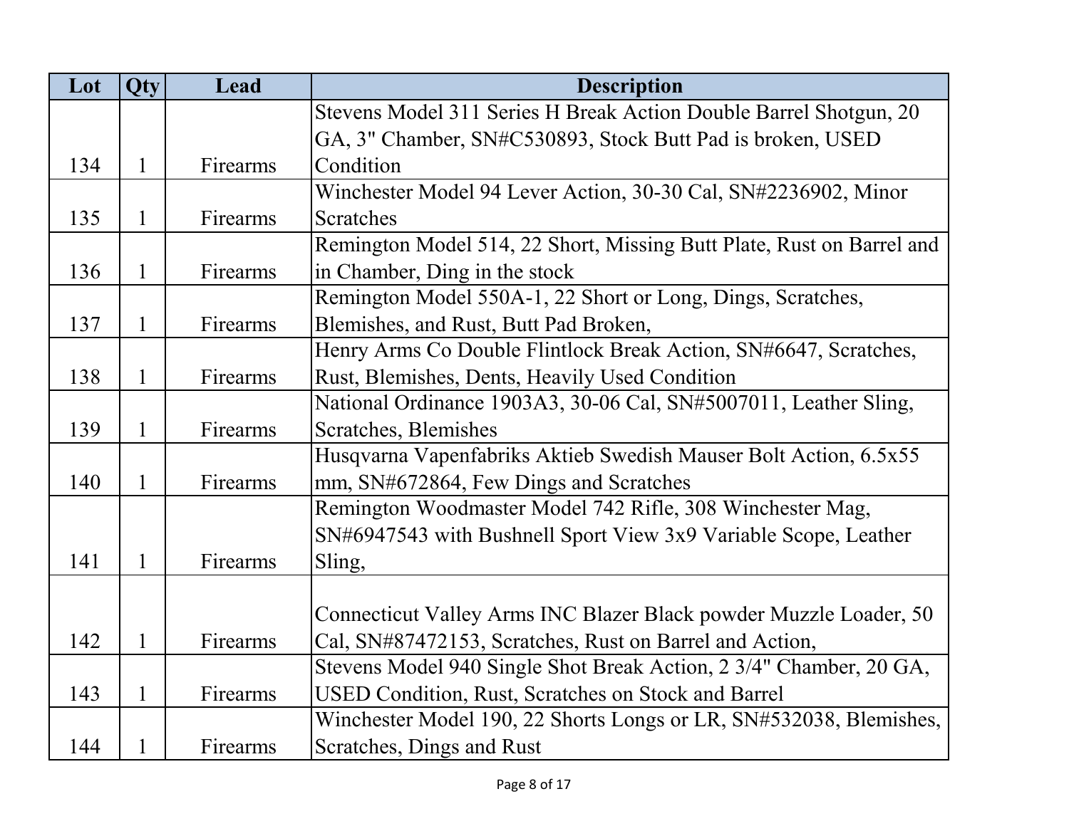| Lot | Qty | Lead | Description |
| --- | --- | --- | --- |
| 134 | 1 | Firearms | Stevens Model 311 Series H Break Action Double Barrel Shotgun, 20 GA, 3" Chamber, SN#C530893, Stock Butt Pad is broken, USED Condition |
| 135 | 1 | Firearms | Winchester Model 94 Lever Action, 30-30 Cal, SN#2236902, Minor Scratches |
| 136 | 1 | Firearms | Remington Model 514, 22 Short, Missing Butt Plate, Rust on Barrel and in Chamber, Ding in the stock |
| 137 | 1 | Firearms | Remington Model 550A-1, 22 Short or Long, Dings, Scratches, Blemishes, and Rust, Butt Pad Broken, |
| 138 | 1 | Firearms | Henry Arms Co Double Flintlock Break Action, SN#6647, Scratches, Rust, Blemishes, Dents, Heavily Used Condition |
| 139 | 1 | Firearms | National Ordinance 1903A3, 30-06 Cal, SN#5007011, Leather Sling, Scratches, Blemishes |
| 140 | 1 | Firearms | Husqvarna Vapenfabriks Aktieb Swedish Mauser Bolt Action, 6.5x55 mm, SN#672864, Few Dings and Scratches |
| 141 | 1 | Firearms | Remington Woodmaster Model 742 Rifle, 308 Winchester Mag, SN#6947543 with Bushnell Sport View 3x9 Variable Scope, Leather Sling, |
| 142 | 1 | Firearms | Connecticut Valley Arms INC Blazer Black powder Muzzle Loader, 50 Cal, SN#87472153, Scratches, Rust on Barrel and Action, |
| 143 | 1 | Firearms | Stevens Model 940 Single Shot Break Action, 2 3/4" Chamber, 20 GA, USED Condition, Rust, Scratches on Stock and Barrel |
| 144 | 1 | Firearms | Winchester Model 190, 22 Shorts Longs or LR, SN#532038, Blemishes, Scratches, Dings and Rust |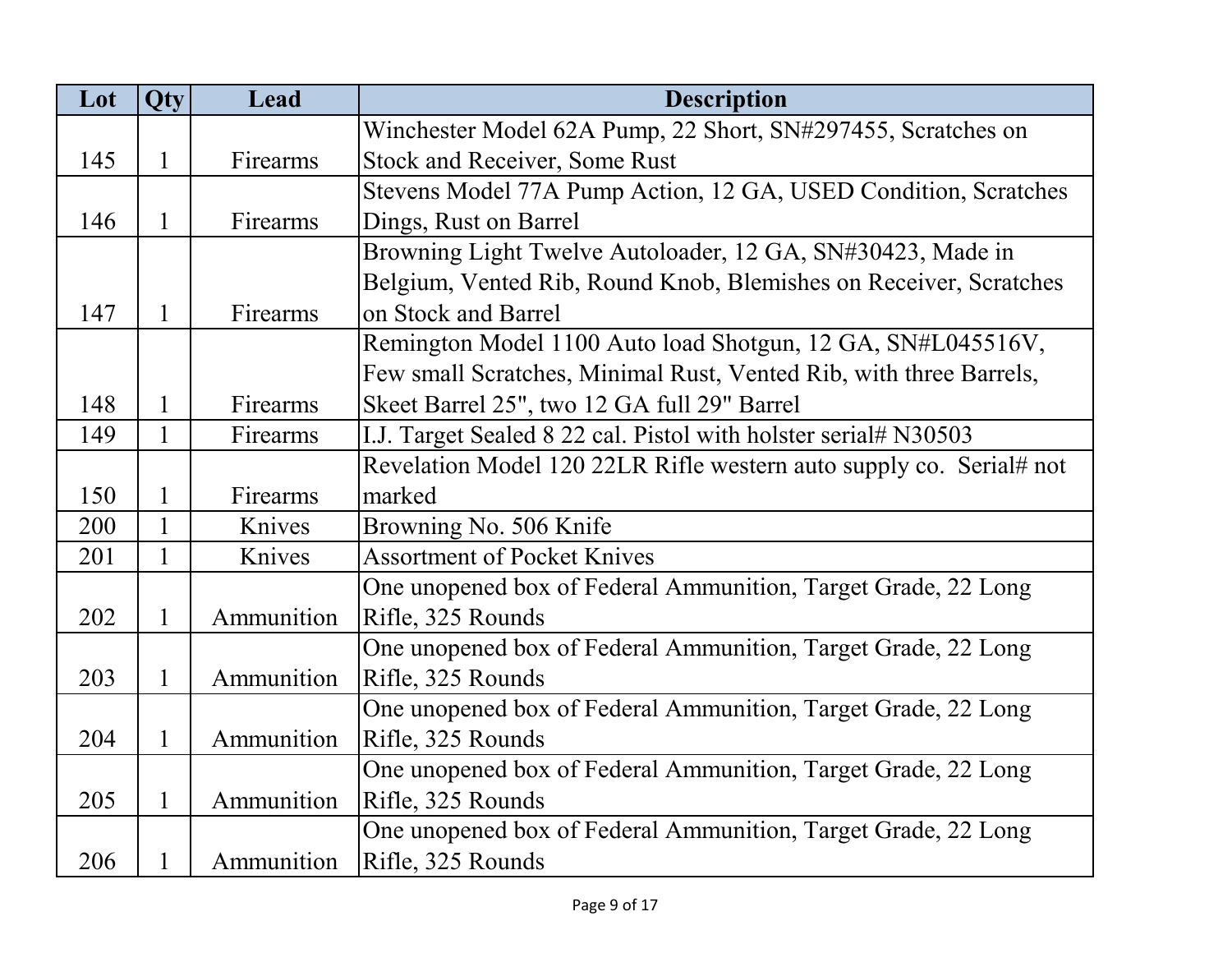| Lot | Qty | Lead | Description |
| --- | --- | --- | --- |
| 145 | 1 | Firearms | Winchester Model 62A Pump, 22 Short, SN#297455, Scratches on Stock and Receiver, Some Rust |
| 146 | 1 | Firearms | Stevens Model 77A Pump Action, 12 GA, USED Condition, Scratches Dings, Rust on Barrel |
| 147 | 1 | Firearms | Browning Light Twelve Autoloader, 12 GA, SN#30423, Made in Belgium, Vented Rib, Round Knob, Blemishes on Receiver, Scratches on Stock and Barrel |
| 148 | 1 | Firearms | Remington Model 1100 Auto load Shotgun, 12 GA, SN#L045516V, Few small Scratches, Minimal Rust, Vented Rib, with three Barrels, Skeet Barrel 25", two 12 GA full 29" Barrel |
| 149 | 1 | Firearms | I.J. Target Sealed 8 22 cal. Pistol with holster serial# N30503 |
| 150 | 1 | Firearms | Revelation Model 120 22LR Rifle western auto supply co.  Serial# not marked |
| 200 | 1 | Knives | Browning No. 506 Knife |
| 201 | 1 | Knives | Assortment of Pocket Knives |
| 202 | 1 | Ammunition | One unopened box of Federal Ammunition, Target Grade, 22 Long Rifle, 325 Rounds |
| 203 | 1 | Ammunition | One unopened box of Federal Ammunition, Target Grade, 22 Long Rifle, 325 Rounds |
| 204 | 1 | Ammunition | One unopened box of Federal Ammunition, Target Grade, 22 Long Rifle, 325 Rounds |
| 205 | 1 | Ammunition | One unopened box of Federal Ammunition, Target Grade, 22 Long Rifle, 325 Rounds |
| 206 | 1 | Ammunition | One unopened box of Federal Ammunition, Target Grade, 22 Long Rifle, 325 Rounds |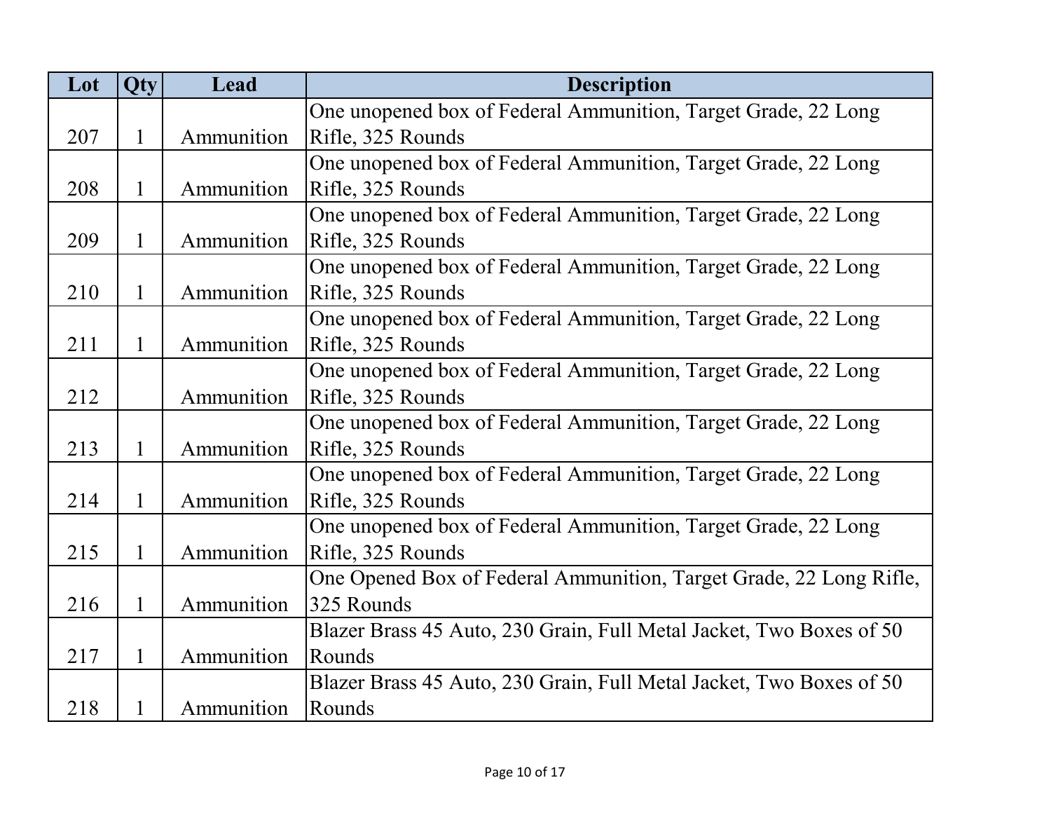| Lot | Qty | Lead | Description |
| --- | --- | --- | --- |
| 207 | 1 | Ammunition | One unopened box of Federal Ammunition, Target Grade, 22 Long Rifle, 325 Rounds |
| 208 | 1 | Ammunition | One unopened box of Federal Ammunition, Target Grade, 22 Long Rifle, 325 Rounds |
| 209 | 1 | Ammunition | One unopened box of Federal Ammunition, Target Grade, 22 Long Rifle, 325 Rounds |
| 210 | 1 | Ammunition | One unopened box of Federal Ammunition, Target Grade, 22 Long Rifle, 325 Rounds |
| 211 | 1 | Ammunition | One unopened box of Federal Ammunition, Target Grade, 22 Long Rifle, 325 Rounds |
| 212 | | Ammunition | One unopened box of Federal Ammunition, Target Grade, 22 Long Rifle, 325 Rounds |
| 213 | 1 | Ammunition | One unopened box of Federal Ammunition, Target Grade, 22 Long Rifle, 325 Rounds |
| 214 | 1 | Ammunition | One unopened box of Federal Ammunition, Target Grade, 22 Long Rifle, 325 Rounds |
| 215 | 1 | Ammunition | One unopened box of Federal Ammunition, Target Grade, 22 Long Rifle, 325 Rounds |
| 216 | 1 | Ammunition | One Opened Box of Federal Ammunition, Target Grade, 22 Long Rifle, 325 Rounds |
| 217 | 1 | Ammunition | Blazer Brass 45 Auto, 230 Grain, Full Metal Jacket, Two Boxes of 50 Rounds |
| 218 | 1 | Ammunition | Blazer Brass 45 Auto, 230 Grain, Full Metal Jacket, Two Boxes of 50 Rounds |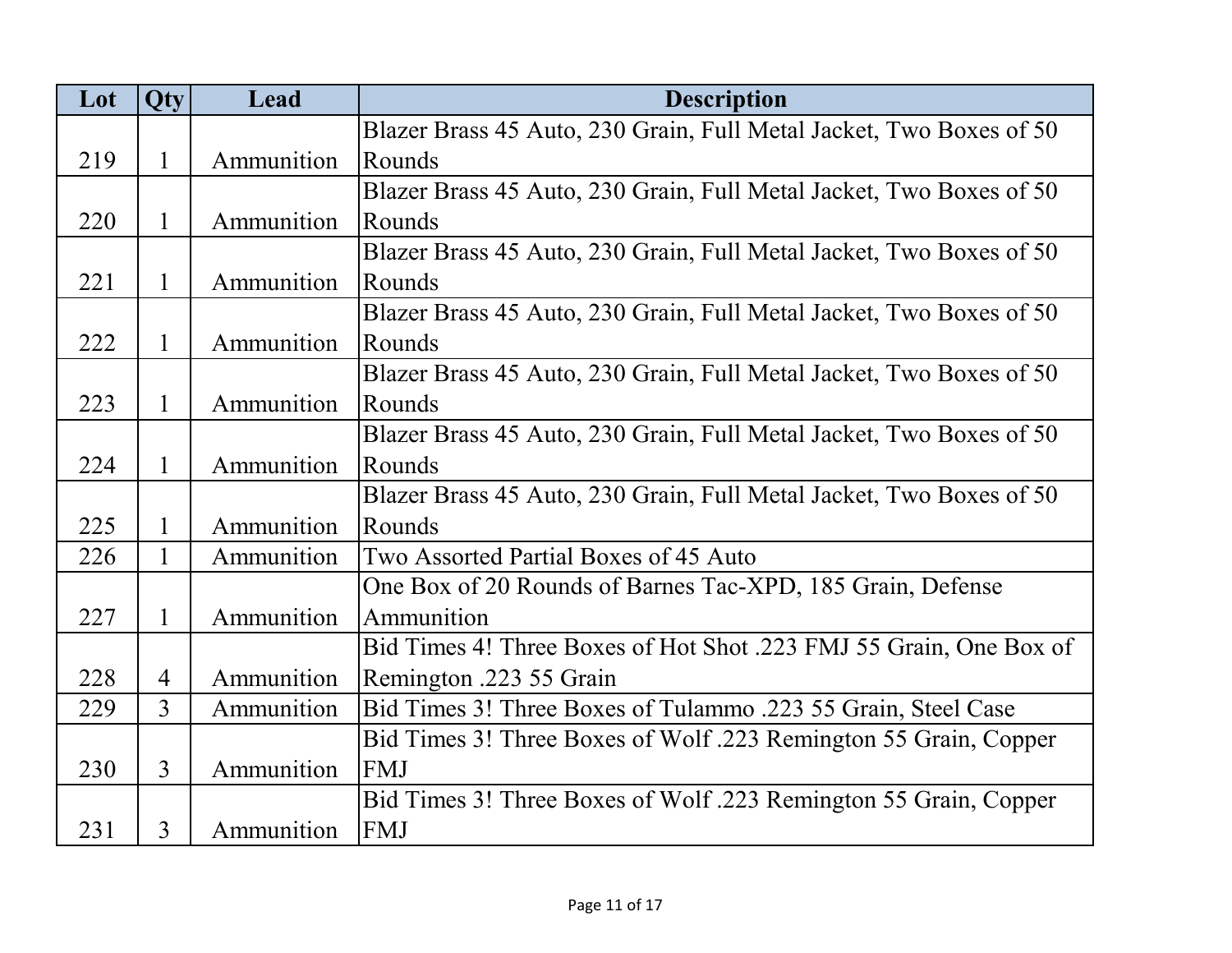| Lot | Qty | Lead | Description |
| --- | --- | --- | --- |
| 219 | 1 | Ammunition | Blazer Brass 45 Auto, 230 Grain, Full Metal Jacket, Two Boxes of 50 Rounds |
| 220 | 1 | Ammunition | Blazer Brass 45 Auto, 230 Grain, Full Metal Jacket, Two Boxes of 50 Rounds |
| 221 | 1 | Ammunition | Blazer Brass 45 Auto, 230 Grain, Full Metal Jacket, Two Boxes of 50 Rounds |
| 222 | 1 | Ammunition | Blazer Brass 45 Auto, 230 Grain, Full Metal Jacket, Two Boxes of 50 Rounds |
| 223 | 1 | Ammunition | Blazer Brass 45 Auto, 230 Grain, Full Metal Jacket, Two Boxes of 50 Rounds |
| 224 | 1 | Ammunition | Blazer Brass 45 Auto, 230 Grain, Full Metal Jacket, Two Boxes of 50 Rounds |
| 225 | 1 | Ammunition | Blazer Brass 45 Auto, 230 Grain, Full Metal Jacket, Two Boxes of 50 Rounds |
| 226 | 1 | Ammunition | Two Assorted Partial Boxes of 45 Auto |
| 227 | 1 | Ammunition | One Box of 20 Rounds of Barnes Tac-XPD, 185 Grain, Defense Ammunition |
| 228 | 4 | Ammunition | Bid Times 4! Three Boxes of Hot Shot .223 FMJ 55 Grain, One Box of Remington .223 55 Grain |
| 229 | 3 | Ammunition | Bid Times 3! Three Boxes of Tulammo .223 55 Grain, Steel Case |
| 230 | 3 | Ammunition | Bid Times 3! Three Boxes of Wolf .223 Remington 55 Grain, Copper FMJ |
| 231 | 3 | Ammunition | Bid Times 3! Three Boxes of Wolf .223 Remington 55 Grain, Copper FMJ |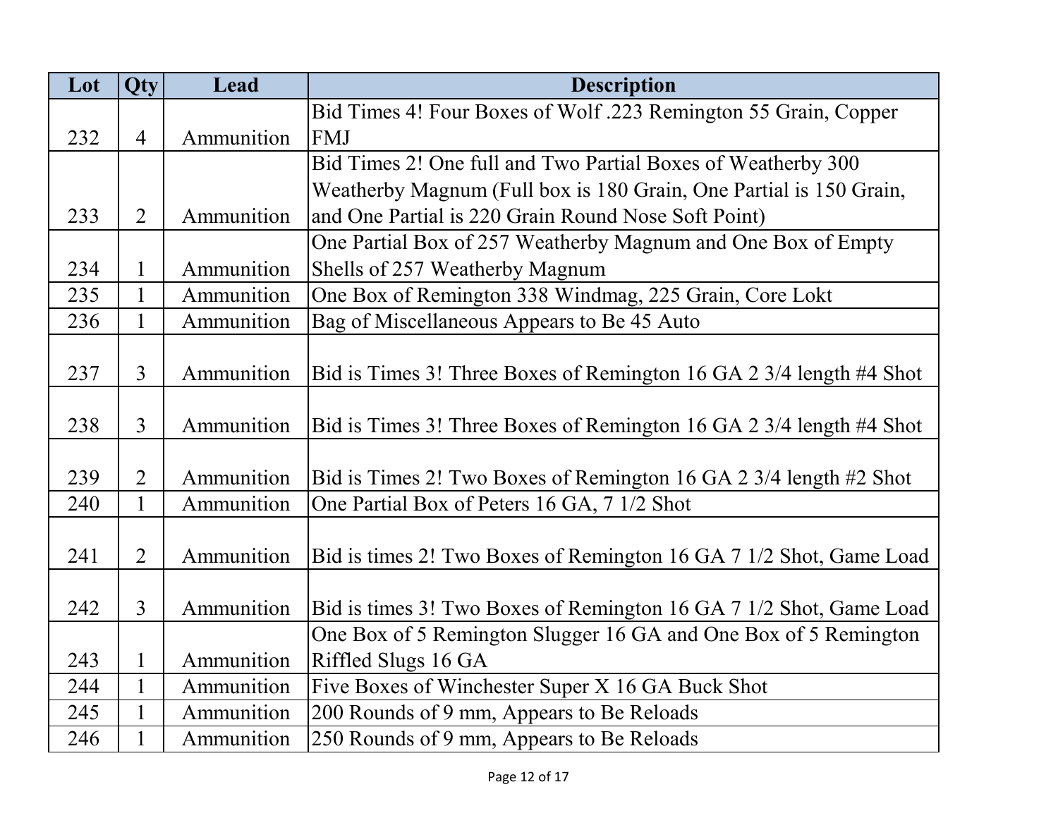| Lot | Qty | Lead | Description |
|---|---|---|---|
| 232 | 4 | Ammunition | Bid Times 4! Four Boxes of Wolf .223 Remington 55 Grain, Copper FMJ |
| 233 | 2 | Ammunition | Bid Times 2! One full and Two Partial Boxes of Weatherby 300 Weatherby Magnum (Full box is 180 Grain, One Partial is 150 Grain, and One Partial is 220 Grain Round Nose Soft Point) |
| 234 | 1 | Ammunition | One Partial Box of 257 Weatherby Magnum and One Box of Empty Shells of 257 Weatherby Magnum |
| 235 | 1 | Ammunition | One Box of Remington 338 Windmag, 225 Grain, Core Lokt |
| 236 | 1 | Ammunition | Bag of Miscellaneous Appears to Be 45 Auto |
| 237 | 3 | Ammunition | Bid is Times 3! Three Boxes of Remington 16 GA 2 3/4 length #4 Shot |
| 238 | 3 | Ammunition | Bid is Times 3! Three Boxes of Remington 16 GA 2 3/4 length #4 Shot |
| 239 | 2 | Ammunition | Bid is Times 2! Two Boxes of Remington 16 GA 2 3/4 length #2 Shot |
| 240 | 1 | Ammunition | One Partial Box of Peters 16 GA, 7 1/2 Shot |
| 241 | 2 | Ammunition | Bid is times 2! Two Boxes of Remington 16 GA 7 1/2 Shot, Game Load |
| 242 | 3 | Ammunition | Bid is times 3! Two Boxes of Remington 16 GA 7 1/2 Shot, Game Load |
| 243 | 1 | Ammunition | One Box of 5 Remington Slugger 16 GA and One Box of 5 Remington Riffled Slugs 16 GA |
| 244 | 1 | Ammunition | Five Boxes of Winchester Super X 16 GA Buck Shot |
| 245 | 1 | Ammunition | 200 Rounds of 9 mm, Appears to Be Reloads |
| 246 | 1 | Ammunition | 250 Rounds of 9 mm, Appears to Be Reloads |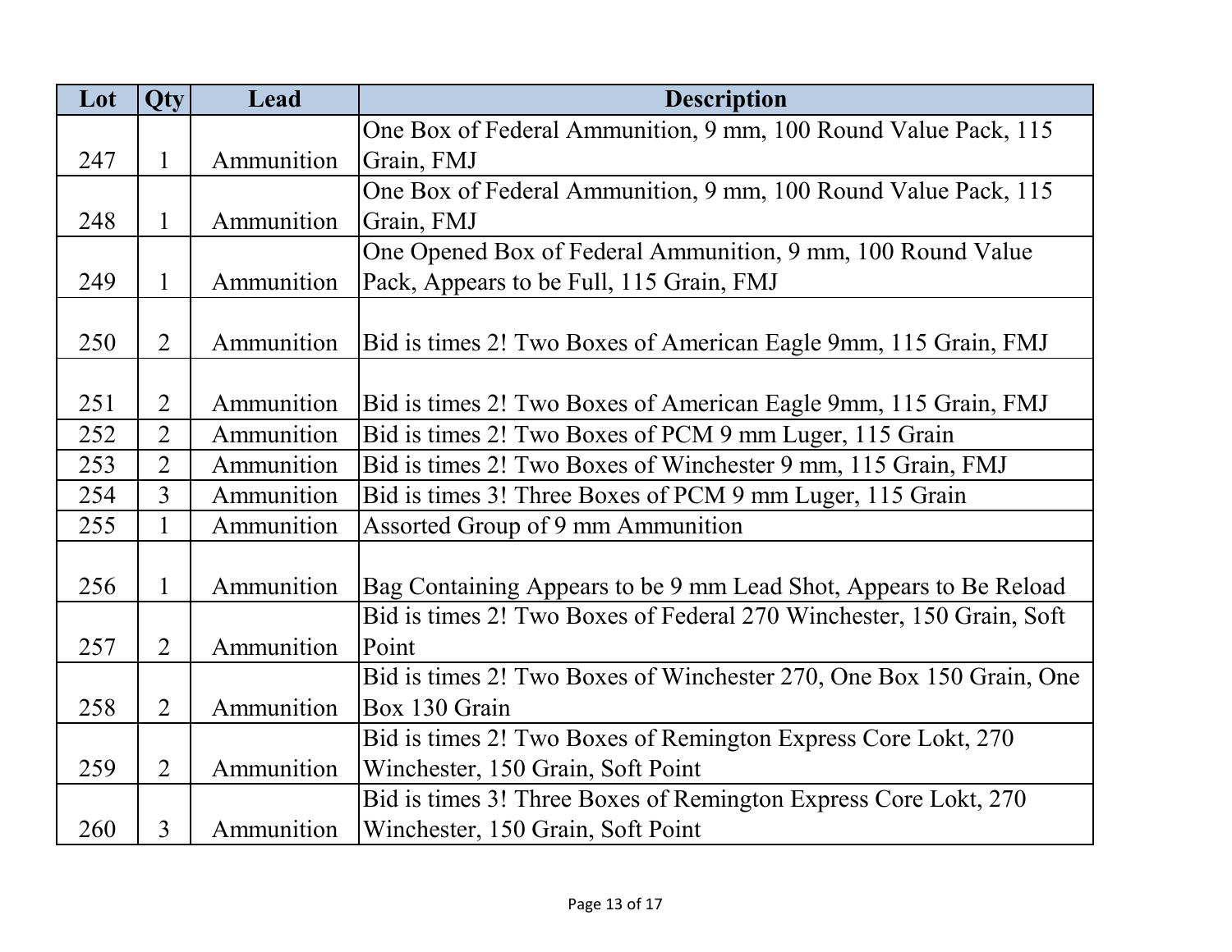| Lot | Qty | Lead | Description |
|---|---|---|---|
| 247 | 1 | Ammunition | One Box of Federal Ammunition, 9 mm, 100 Round Value Pack, 115 Grain, FMJ |
| 248 | 1 | Ammunition | One Box of Federal Ammunition, 9 mm, 100 Round Value Pack, 115 Grain, FMJ |
| 249 | 1 | Ammunition | One Opened Box of Federal Ammunition, 9 mm, 100 Round Value Pack, Appears to be Full, 115 Grain, FMJ |
| 250 | 2 | Ammunition | Bid is times 2! Two Boxes of American Eagle 9mm, 115 Grain, FMJ |
| 251 | 2 | Ammunition | Bid is times 2! Two Boxes of American Eagle 9mm, 115 Grain, FMJ |
| 252 | 2 | Ammunition | Bid is times 2! Two Boxes of PCM 9 mm Luger, 115 Grain |
| 253 | 2 | Ammunition | Bid is times 2! Two Boxes of Winchester 9 mm, 115 Grain, FMJ |
| 254 | 3 | Ammunition | Bid is times 3! Three Boxes of PCM 9 mm Luger, 115 Grain |
| 255 | 1 | Ammunition | Assorted Group of 9 mm Ammunition |
| 256 | 1 | Ammunition | Bag Containing Appears to be 9 mm Lead Shot, Appears to Be Reload |
| 257 | 2 | Ammunition | Bid is times 2! Two Boxes of Federal 270 Winchester, 150 Grain, Soft Point |
| 258 | 2 | Ammunition | Bid is times 2! Two Boxes of Winchester 270, One Box 150 Grain, One Box 130 Grain |
| 259 | 2 | Ammunition | Bid is times 2! Two Boxes of Remington Express Core Lokt, 270 Winchester, 150 Grain, Soft Point |
| 260 | 3 | Ammunition | Bid is times 3! Three Boxes of Remington Express Core Lokt, 270 Winchester, 150 Grain, Soft Point |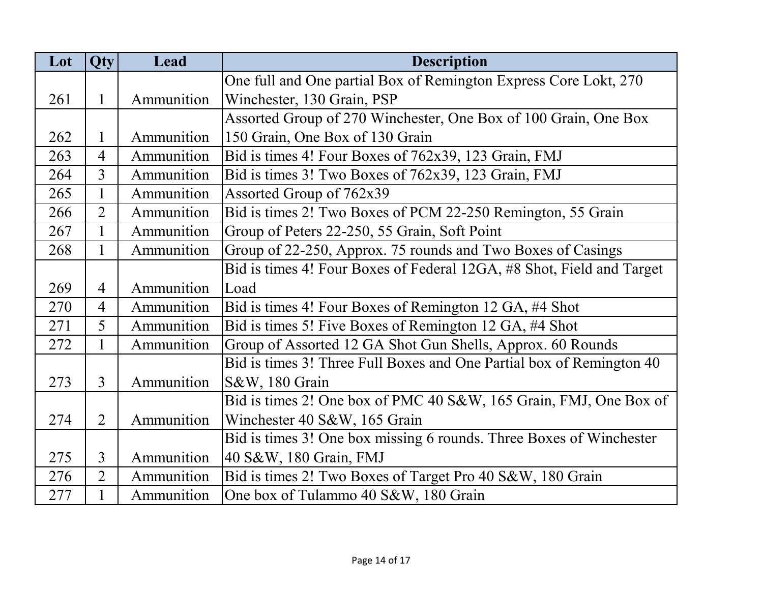| Lot | Qty | Lead | Description |
| --- | --- | --- | --- |
| 261 | 1 | Ammunition | One full and One partial Box of Remington Express Core Lokt, 270 Winchester, 130 Grain, PSP |
| 262 | 1 | Ammunition | Assorted Group of 270 Winchester, One Box of 100 Grain, One Box 150 Grain, One Box of 130 Grain |
| 263 | 4 | Ammunition | Bid is times 4! Four Boxes of 762x39, 123 Grain, FMJ |
| 264 | 3 | Ammunition | Bid is times 3! Two Boxes of 762x39, 123 Grain, FMJ |
| 265 | 1 | Ammunition | Assorted Group of 762x39 |
| 266 | 2 | Ammunition | Bid is times 2! Two Boxes of PCM 22-250 Remington, 55 Grain |
| 267 | 1 | Ammunition | Group of Peters 22-250, 55 Grain, Soft Point |
| 268 | 1 | Ammunition | Group of 22-250, Approx. 75 rounds and Two Boxes of Casings |
| 269 | 4 | Ammunition | Bid is times 4! Four Boxes of Federal 12GA, #8 Shot, Field and Target Load |
| 270 | 4 | Ammunition | Bid is times 4! Four Boxes of Remington 12 GA, #4 Shot |
| 271 | 5 | Ammunition | Bid is times 5! Five Boxes of Remington 12 GA, #4 Shot |
| 272 | 1 | Ammunition | Group of Assorted 12 GA Shot Gun Shells, Approx. 60 Rounds |
| 273 | 3 | Ammunition | Bid is times 3! Three Full Boxes and One Partial box of Remington 40 S&W, 180 Grain |
| 274 | 2 | Ammunition | Bid is times 2! One box of PMC 40 S&W, 165 Grain, FMJ, One Box of Winchester 40 S&W, 165 Grain |
| 275 | 3 | Ammunition | Bid is times 3! One box missing 6 rounds. Three Boxes of Winchester 40 S&W, 180 Grain, FMJ |
| 276 | 2 | Ammunition | Bid is times 2! Two Boxes of Target Pro 40 S&W, 180 Grain |
| 277 | 1 | Ammunition | One box of Tulammo 40 S&W, 180 Grain |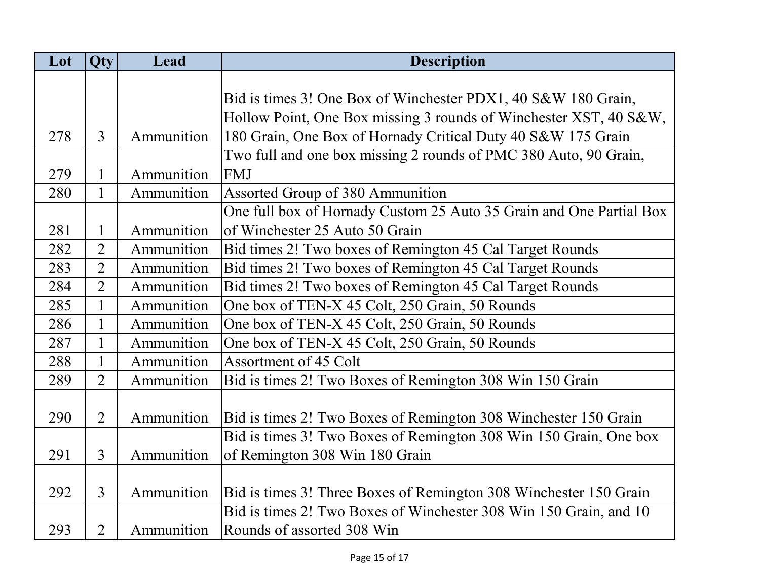| Lot | Qty | Lead | Description |
|---|---|---|---|
| 278 | 3 | Ammunition | Bid is times 3! One Box of Winchester PDX1, 40 S&W 180 Grain, Hollow Point, One Box missing 3 rounds of Winchester XST, 40 S&W, 180 Grain, One Box of Hornady Critical Duty 40 S&W 175 Grain |
| 279 | 1 | Ammunition | Two full and one box missing 2 rounds of PMC 380 Auto, 90 Grain, FMJ |
| 280 | 1 | Ammunition | Assorted Group of 380 Ammunition |
| 281 | 1 | Ammunition | One full box of Hornady Custom 25 Auto 35 Grain and One Partial Box of Winchester 25 Auto 50 Grain |
| 282 | 2 | Ammunition | Bid times 2! Two boxes of Remington 45 Cal Target Rounds |
| 283 | 2 | Ammunition | Bid times 2! Two boxes of Remington 45 Cal Target Rounds |
| 284 | 2 | Ammunition | Bid times 2! Two boxes of Remington 45 Cal Target Rounds |
| 285 | 1 | Ammunition | One box of TEN-X 45 Colt, 250 Grain, 50 Rounds |
| 286 | 1 | Ammunition | One box of TEN-X 45 Colt, 250 Grain, 50 Rounds |
| 287 | 1 | Ammunition | One box of TEN-X 45 Colt, 250 Grain, 50 Rounds |
| 288 | 1 | Ammunition | Assortment of 45 Colt |
| 289 | 2 | Ammunition | Bid is times 2! Two Boxes of Remington 308 Win 150 Grain |
| 290 | 2 | Ammunition | Bid is times 2! Two Boxes of Remington 308 Winchester 150 Grain |
| 291 | 3 | Ammunition | Bid is times 3! Two Boxes of Remington 308 Win 150 Grain, One box of Remington 308 Win 180 Grain |
| 292 | 3 | Ammunition | Bid is times 3! Three Boxes of Remington 308 Winchester 150 Grain |
| 293 | 2 | Ammunition | Bid is times 2! Two Boxes of Winchester 308 Win 150 Grain, and 10 Rounds of assorted 308 Win |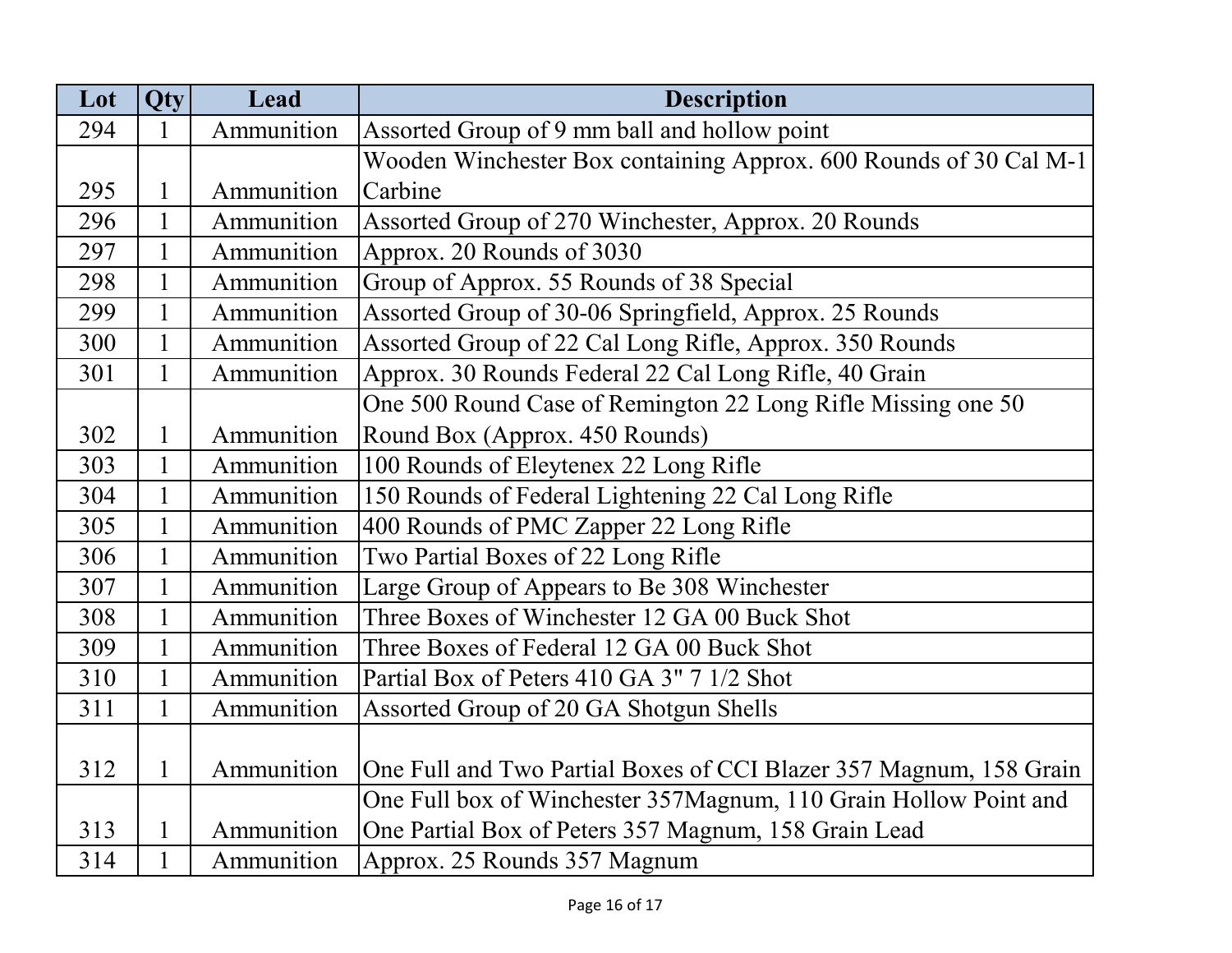| Lot | Qty | Lead | Description |
| --- | --- | --- | --- |
| 294 | 1 | Ammunition | Assorted Group of 9 mm ball and hollow point |
| 295 | 1 | Ammunition | Wooden Winchester Box containing Approx. 600 Rounds of 30 Cal M-1 Carbine |
| 296 | 1 | Ammunition | Assorted Group of 270 Winchester, Approx. 20 Rounds |
| 297 | 1 | Ammunition | Approx. 20 Rounds of 3030 |
| 298 | 1 | Ammunition | Group of Approx. 55 Rounds of 38 Special |
| 299 | 1 | Ammunition | Assorted Group of 30-06 Springfield, Approx. 25 Rounds |
| 300 | 1 | Ammunition | Assorted Group of 22 Cal Long Rifle, Approx. 350 Rounds |
| 301 | 1 | Ammunition | Approx. 30 Rounds Federal 22 Cal Long Rifle, 40 Grain |
| 302 | 1 | Ammunition | One 500 Round Case of Remington 22 Long Rifle Missing one 50 Round Box (Approx. 450 Rounds) |
| 303 | 1 | Ammunition | 100 Rounds of Eleytenex 22 Long Rifle |
| 304 | 1 | Ammunition | 150 Rounds of Federal Lightening 22 Cal Long Rifle |
| 305 | 1 | Ammunition | 400 Rounds of PMC Zapper 22 Long Rifle |
| 306 | 1 | Ammunition | Two Partial Boxes of 22 Long Rifle |
| 307 | 1 | Ammunition | Large Group of Appears to Be 308 Winchester |
| 308 | 1 | Ammunition | Three Boxes of Winchester 12 GA 00 Buck Shot |
| 309 | 1 | Ammunition | Three Boxes of Federal 12 GA 00 Buck Shot |
| 310 | 1 | Ammunition | Partial Box of Peters 410 GA 3" 7 1/2 Shot |
| 311 | 1 | Ammunition | Assorted Group of 20 GA Shotgun Shells |
| 312 | 1 | Ammunition | One Full and Two Partial Boxes of CCI Blazer 357 Magnum, 158 Grain |
| 313 | 1 | Ammunition | One Full box of Winchester 357Magnum, 110 Grain Hollow Point and One Partial Box of Peters 357 Magnum, 158 Grain Lead |
| 314 | 1 | Ammunition | Approx. 25 Rounds 357 Magnum |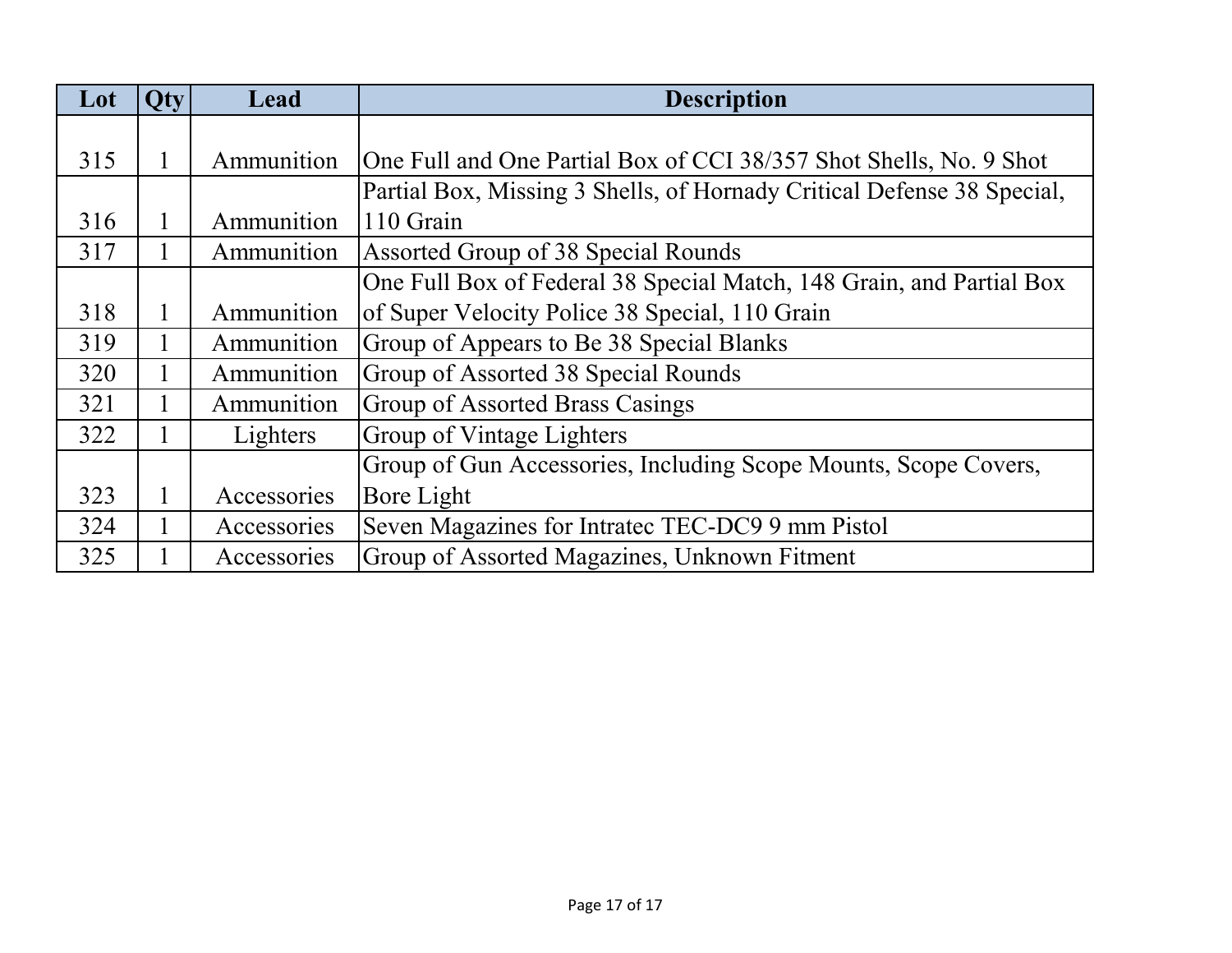| Lot | Qty | Lead | Description |
|---|---|---|---|
| 315 | 1 | Ammunition | One Full and One Partial Box of CCI 38/357 Shot Shells, No. 9 Shot |
| 316 | 1 | Ammunition | Partial Box, Missing 3 Shells, of Hornady Critical Defense 38 Special, 110 Grain |
| 317 | 1 | Ammunition | Assorted Group of 38 Special Rounds |
| 318 | 1 | Ammunition | One Full Box of Federal 38 Special Match, 148 Grain, and Partial Box of Super Velocity Police 38 Special, 110 Grain |
| 319 | 1 | Ammunition | Group of Appears to Be 38 Special Blanks |
| 320 | 1 | Ammunition | Group of Assorted 38 Special Rounds |
| 321 | 1 | Ammunition | Group of Assorted Brass Casings |
| 322 | 1 | Lighters | Group of Vintage Lighters |
| 323 | 1 | Accessories | Group of Gun Accessories, Including Scope Mounts, Scope Covers, Bore Light |
| 324 | 1 | Accessories | Seven Magazines for Intratec TEC-DC9 9 mm Pistol |
| 325 | 1 | Accessories | Group of Assorted Magazines, Unknown Fitment |